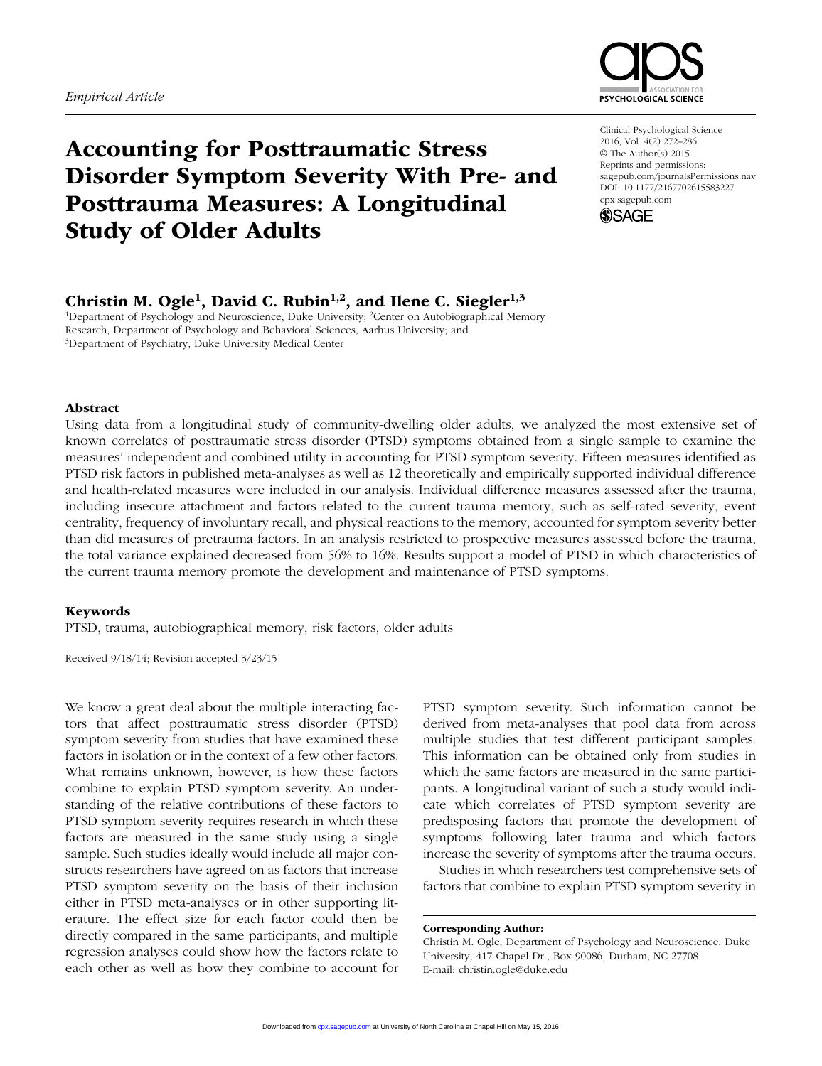*Empirical Article*

# Accounting for Posttraumatic Stress Disorder Symptom Severity With Pre- and Posttrauma Measures: A Longitudinal Study of Older Adults

Clinical Psychological Science
2016, Vol. 4(2) 272–286
© The Author(s) 2015
Reprints and permissions: sagepub.com/journalsPermissions.nav
DOI: 10.1177/2167702615583227
cpx.sagepub.com

**Christin M. Ogle[1], David C. Rubin[1,2], and Ilene C. Siegler[1,3]**

[1]Department of Psychology and Neuroscience, Duke University; [2]Center on Autobiographical Memory Research, Department of Psychology and Behavioral Sciences, Aarhus University; and [3]Department of Psychiatry, Duke University Medical Center

## Abstract

Using data from a longitudinal study of community-dwelling older adults, we analyzed the most extensive set of known correlates of posttraumatic stress disorder (PTSD) symptoms obtained from a single sample to examine the measures' independent and combined utility in accounting for PTSD symptom severity. Fifteen measures identified as PTSD risk factors in published meta-analyses as well as 12 theoretically and empirically supported individual difference and health-related measures were included in our analysis. Individual difference measures assessed after the trauma, including insecure attachment and factors related to the current trauma memory, such as self-rated severity, event centrality, frequency of involuntary recall, and physical reactions to the memory, accounted for symptom severity better than did measures of pretrauma factors. In an analysis restricted to prospective measures assessed before the trauma, the total variance explained decreased from 56% to 16%. Results support a model of PTSD in which characteristics of the current trauma memory promote the development and maintenance of PTSD symptoms.

## Keywords

PTSD, trauma, autobiographical memory, risk factors, older adults

Received 9/18/14; Revision accepted 3/23/15

We know a great deal about the multiple interacting factors that affect posttraumatic stress disorder (PTSD) symptom severity from studies that have examined these factors in isolation or in the context of a few other factors. What remains unknown, however, is how these factors combine to explain PTSD symptom severity. An understanding of the relative contributions of these factors to PTSD symptom severity requires research in which these factors are measured in the same study using a single sample. Such studies ideally would include all major constructs researchers have agreed on as factors that increase PTSD symptom severity on the basis of their inclusion either in PTSD meta-analyses or in other supporting literature. The effect size for each factor could then be directly compared in the same participants, and multiple regression analyses could show how the factors relate to each other as well as how they combine to account for PTSD symptom severity. Such information cannot be derived from meta-analyses that pool data from across multiple studies that test different participant samples. This information can be obtained only from studies in which the same factors are measured in the same participants. A longitudinal variant of such a study would indicate which correlates of PTSD symptom severity are predisposing factors that promote the development of symptoms following later trauma and which factors increase the severity of symptoms after the trauma occurs.

Studies in which researchers test comprehensive sets of factors that combine to explain PTSD symptom severity in

**Corresponding Author:**
Christin M. Ogle, Department of Psychology and Neuroscience, Duke University, 417 Chapel Dr., Box 90086, Durham, NC 27708
E-mail: christin.ogle@duke.edu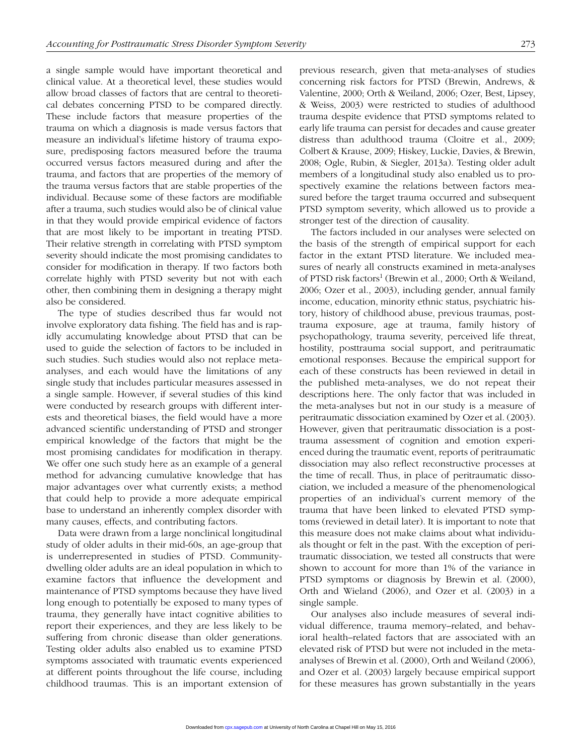a single sample would have important theoretical and clinical value. At a theoretical level, these studies would allow broad classes of factors that are central to theoretical debates concerning PTSD to be compared directly. These include factors that measure properties of the trauma on which a diagnosis is made versus factors that measure an individual's lifetime history of trauma exposure, predisposing factors measured before the trauma occurred versus factors measured during and after the trauma, and factors that are properties of the memory of the trauma versus factors that are stable properties of the individual. Because some of these factors are modifiable after a trauma, such studies would also be of clinical value in that they would provide empirical evidence of factors that are most likely to be important in treating PTSD. Their relative strength in correlating with PTSD symptom severity should indicate the most promising candidates to consider for modification in therapy. If two factors both correlate highly with PTSD severity but not with each other, then combining them in designing a therapy might also be considered.

The type of studies described thus far would not involve exploratory data fishing. The field has and is rapidly accumulating knowledge about PTSD that can be used to guide the selection of factors to be included in such studies. Such studies would also not replace meta-analyses, and each would have the limitations of any single study that includes particular measures assessed in a single sample. However, if several studies of this kind were conducted by research groups with different interests and theoretical biases, the field would have a more advanced scientific understanding of PTSD and stronger empirical knowledge of the factors that might be the most promising candidates for modification in therapy. We offer one such study here as an example of a general method for advancing cumulative knowledge that has major advantages over what currently exists; a method that could help to provide a more adequate empirical base to understand an inherently complex disorder with many causes, effects, and contributing factors.

Data were drawn from a large nonclinical longitudinal study of older adults in their mid-60s, an age-group that is underrepresented in studies of PTSD. Community-dwelling older adults are an ideal population in which to examine factors that influence the development and maintenance of PTSD symptoms because they have lived long enough to potentially be exposed to many types of trauma, they generally have intact cognitive abilities to report their experiences, and they are less likely to be suffering from chronic disease than older generations. Testing older adults also enabled us to examine PTSD symptoms associated with traumatic events experienced at different points throughout the life course, including childhood traumas. This is an important extension of previous research, given that meta-analyses of studies concerning risk factors for PTSD (Brewin, Andrews, & Valentine, 2000; Orth & Weiland, 2006; Ozer, Best, Lipsey, & Weiss, 2003) were restricted to studies of adulthood trauma despite evidence that PTSD symptoms related to early life trauma can persist for decades and cause greater distress than adulthood trauma (Cloitre et al., 2009; Colbert & Krause, 2009; Hiskey, Luckie, Davies, & Brewin, 2008; Ogle, Rubin, & Siegler, 2013a). Testing older adult members of a longitudinal study also enabled us to prospectively examine the relations between factors measured before the target trauma occurred and subsequent PTSD symptom severity, which allowed us to provide a stronger test of the direction of causality.

The factors included in our analyses were selected on the basis of the strength of empirical support for each factor in the extant PTSD literature. We included measures of nearly all constructs examined in meta-analyses of PTSD risk factors[1] (Brewin et al., 2000; Orth & Weiland, 2006; Ozer et al., 2003), including gender, annual family income, education, minority ethnic status, psychiatric history, history of childhood abuse, previous traumas, post-trauma exposure, age at trauma, family history of psychopathology, trauma severity, perceived life threat, hostility, posttrauma social support, and peritraumatic emotional responses. Because the empirical support for each of these constructs has been reviewed in detail in the published meta-analyses, we do not repeat their descriptions here. The only factor that was included in the meta-analyses but not in our study is a measure of peritraumatic dissociation examined by Ozer et al. (2003). However, given that peritraumatic dissociation is a post-trauma assessment of cognition and emotion experienced during the traumatic event, reports of peritraumatic dissociation may also reflect reconstructive processes at the time of recall. Thus, in place of peritraumatic dissociation, we included a measure of the phenomenological properties of an individual's current memory of the trauma that have been linked to elevated PTSD symptoms (reviewed in detail later). It is important to note that this measure does not make claims about what individuals thought or felt in the past. With the exception of peritraumatic dissociation, we tested all constructs that were shown to account for more than 1% of the variance in PTSD symptoms or diagnosis by Brewin et al. (2000), Orth and Wieland (2006), and Ozer et al. (2003) in a single sample.

Our analyses also include measures of several individual difference, trauma memory–related, and behavioral health–related factors that are associated with an elevated risk of PTSD but were not included in the meta-analyses of Brewin et al. (2000), Orth and Weiland (2006), and Ozer et al. (2003) largely because empirical support for these measures has grown substantially in the years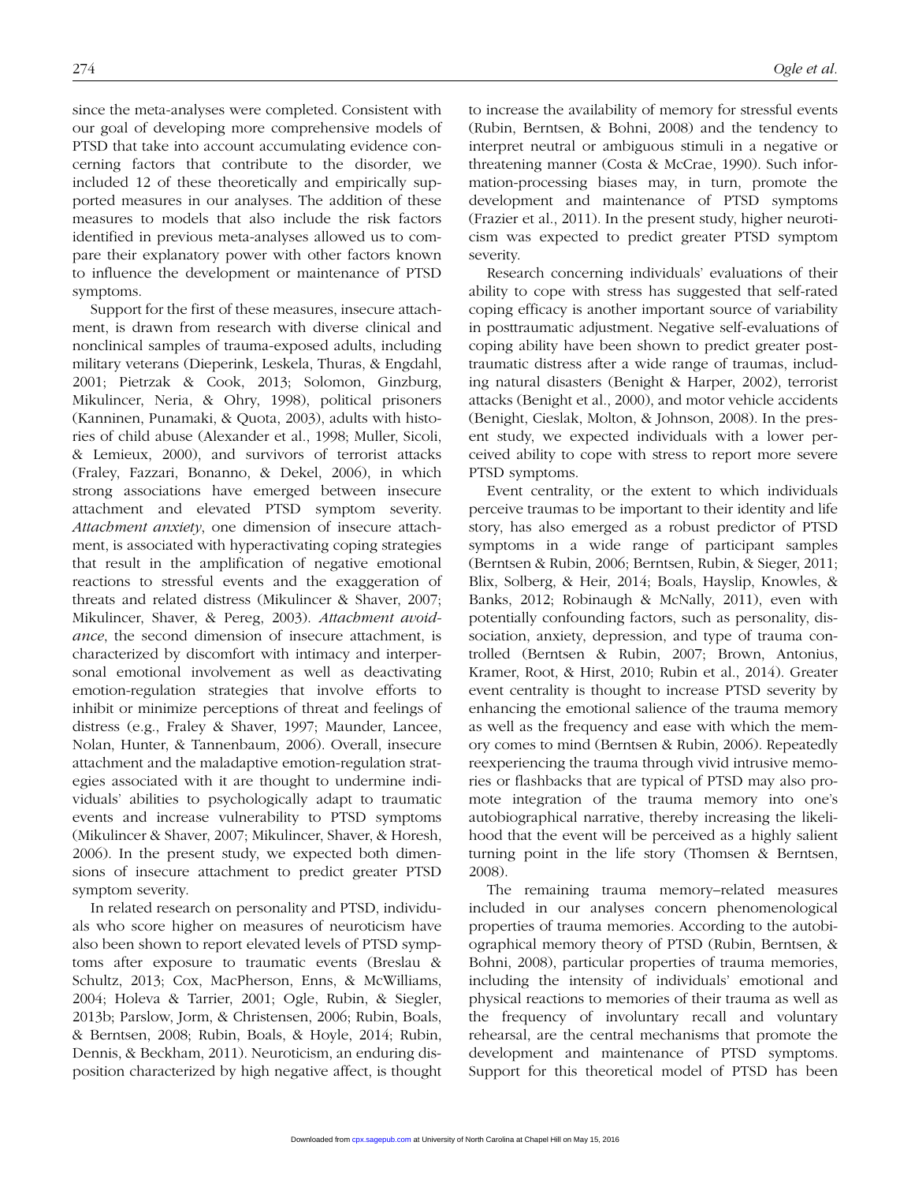since the meta-analyses were completed. Consistent with our goal of developing more comprehensive models of PTSD that take into account accumulating evidence concerning factors that contribute to the disorder, we included 12 of these theoretically and empirically supported measures in our analyses. The addition of these measures to models that also include the risk factors identified in previous meta-analyses allowed us to compare their explanatory power with other factors known to influence the development or maintenance of PTSD symptoms.

Support for the first of these measures, insecure attachment, is drawn from research with diverse clinical and nonclinical samples of trauma-exposed adults, including military veterans (Dieperink, Leskela, Thuras, & Engdahl, 2001; Pietrzak & Cook, 2013; Solomon, Ginzburg, Mikulincer, Neria, & Ohry, 1998), political prisoners (Kanninen, Punamaki, & Quota, 2003), adults with histories of child abuse (Alexander et al., 1998; Muller, Sicoli, & Lemieux, 2000), and survivors of terrorist attacks (Fraley, Fazzari, Bonanno, & Dekel, 2006), in which strong associations have emerged between insecure attachment and elevated PTSD symptom severity. *Attachment anxiety*, one dimension of insecure attachment, is associated with hyperactivating coping strategies that result in the amplification of negative emotional reactions to stressful events and the exaggeration of threats and related distress (Mikulincer & Shaver, 2007; Mikulincer, Shaver, & Pereg, 2003). *Attachment avoidance*, the second dimension of insecure attachment, is characterized by discomfort with intimacy and interpersonal emotional involvement as well as deactivating emotion-regulation strategies that involve efforts to inhibit or minimize perceptions of threat and feelings of distress (e.g., Fraley & Shaver, 1997; Maunder, Lancee, Nolan, Hunter, & Tannenbaum, 2006). Overall, insecure attachment and the maladaptive emotion-regulation strategies associated with it are thought to undermine individuals' abilities to psychologically adapt to traumatic events and increase vulnerability to PTSD symptoms (Mikulincer & Shaver, 2007; Mikulincer, Shaver, & Horesh, 2006). In the present study, we expected both dimensions of insecure attachment to predict greater PTSD symptom severity.

In related research on personality and PTSD, individuals who score higher on measures of neuroticism have also been shown to report elevated levels of PTSD symptoms after exposure to traumatic events (Breslau & Schultz, 2013; Cox, MacPherson, Enns, & McWilliams, 2004; Holeva & Tarrier, 2001; Ogle, Rubin, & Siegler, 2013b; Parslow, Jorm, & Christensen, 2006; Rubin, Boals, & Berntsen, 2008; Rubin, Boals, & Hoyle, 2014; Rubin, Dennis, & Beckham, 2011). Neuroticism, an enduring disposition characterized by high negative affect, is thought to increase the availability of memory for stressful events (Rubin, Berntsen, & Bohni, 2008) and the tendency to interpret neutral or ambiguous stimuli in a negative or threatening manner (Costa & McCrae, 1990). Such information-processing biases may, in turn, promote the development and maintenance of PTSD symptoms (Frazier et al., 2011). In the present study, higher neuroticism was expected to predict greater PTSD symptom severity.

Research concerning individuals' evaluations of their ability to cope with stress has suggested that self-rated coping efficacy is another important source of variability in posttraumatic adjustment. Negative self-evaluations of coping ability have been shown to predict greater posttraumatic distress after a wide range of traumas, including natural disasters (Benight & Harper, 2002), terrorist attacks (Benight et al., 2000), and motor vehicle accidents (Benight, Cieslak, Molton, & Johnson, 2008). In the present study, we expected individuals with a lower perceived ability to cope with stress to report more severe PTSD symptoms.

Event centrality, or the extent to which individuals perceive traumas to be important to their identity and life story, has also emerged as a robust predictor of PTSD symptoms in a wide range of participant samples (Berntsen & Rubin, 2006; Berntsen, Rubin, & Sieger, 2011; Blix, Solberg, & Heir, 2014; Boals, Hayslip, Knowles, & Banks, 2012; Robinaugh & McNally, 2011), even with potentially confounding factors, such as personality, dissociation, anxiety, depression, and type of trauma controlled (Berntsen & Rubin, 2007; Brown, Antonius, Kramer, Root, & Hirst, 2010; Rubin et al., 2014). Greater event centrality is thought to increase PTSD severity by enhancing the emotional salience of the trauma memory as well as the frequency and ease with which the memory comes to mind (Berntsen & Rubin, 2006). Repeatedly reexperiencing the trauma through vivid intrusive memories or flashbacks that are typical of PTSD may also promote integration of the trauma memory into one's autobiographical narrative, thereby increasing the likelihood that the event will be perceived as a highly salient turning point in the life story (Thomsen & Berntsen, 2008).

The remaining trauma memory–related measures included in our analyses concern phenomenological properties of trauma memories. According to the autobiographical memory theory of PTSD (Rubin, Berntsen, & Bohni, 2008), particular properties of trauma memories, including the intensity of individuals' emotional and physical reactions to memories of their trauma as well as the frequency of involuntary recall and voluntary rehearsal, are the central mechanisms that promote the development and maintenance of PTSD symptoms. Support for this theoretical model of PTSD has been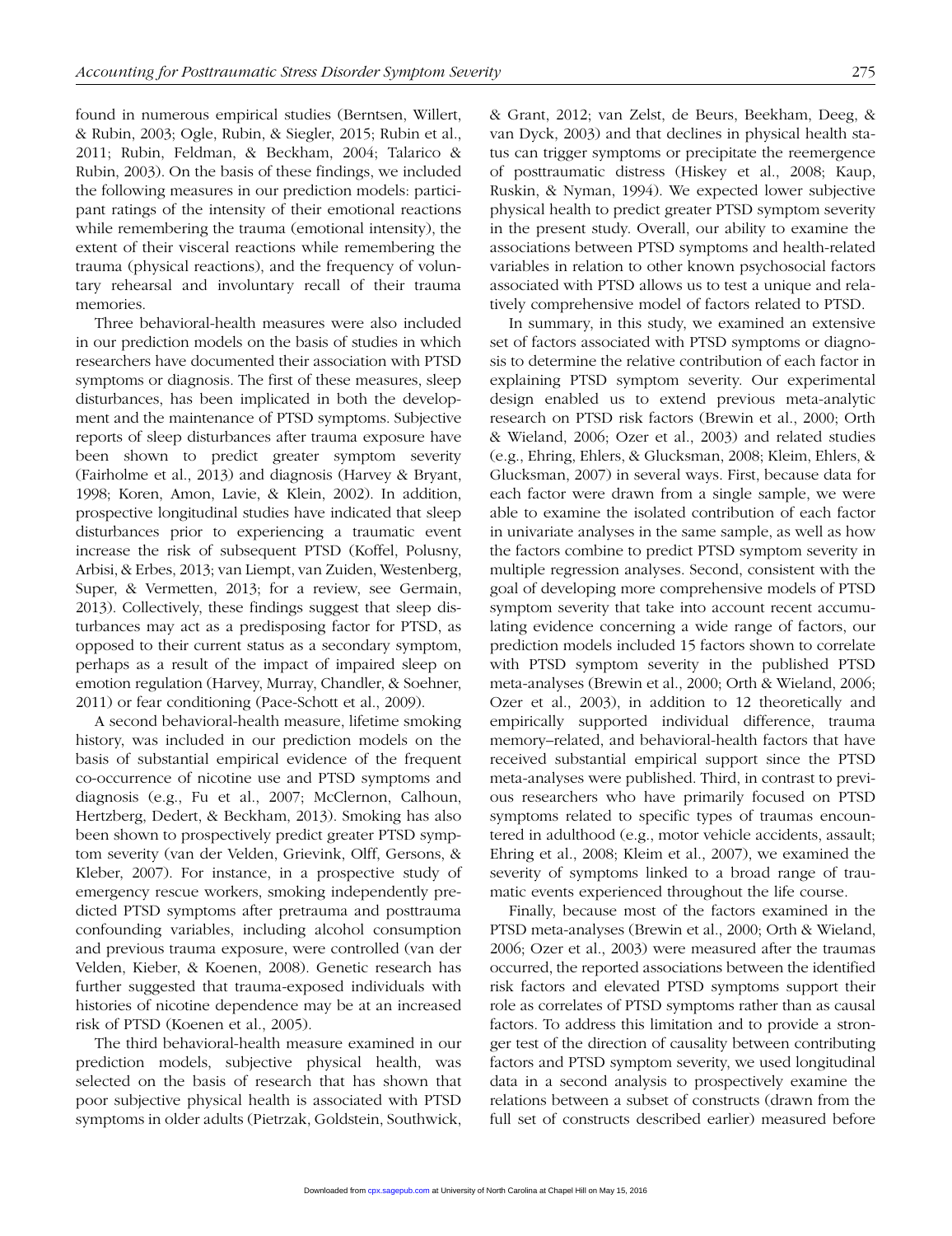found in numerous empirical studies (Berntsen, Willert, & Rubin, 2003; Ogle, Rubin, & Siegler, 2015; Rubin et al., 2011; Rubin, Feldman, & Beckham, 2004; Talarico & Rubin, 2003). On the basis of these findings, we included the following measures in our prediction models: participant ratings of the intensity of their emotional reactions while remembering the trauma (emotional intensity), the extent of their visceral reactions while remembering the trauma (physical reactions), and the frequency of voluntary rehearsal and involuntary recall of their trauma memories.

Three behavioral-health measures were also included in our prediction models on the basis of studies in which researchers have documented their association with PTSD symptoms or diagnosis. The first of these measures, sleep disturbances, has been implicated in both the development and the maintenance of PTSD symptoms. Subjective reports of sleep disturbances after trauma exposure have been shown to predict greater symptom severity (Fairholme et al., 2013) and diagnosis (Harvey & Bryant, 1998; Koren, Amon, Lavie, & Klein, 2002). In addition, prospective longitudinal studies have indicated that sleep disturbances prior to experiencing a traumatic event increase the risk of subsequent PTSD (Koffel, Polusny, Arbisi, & Erbes, 2013; van Liempt, van Zuiden, Westenberg, Super, & Vermetten, 2013; for a review, see Germain, 2013). Collectively, these findings suggest that sleep disturbances may act as a predisposing factor for PTSD, as opposed to their current status as a secondary symptom, perhaps as a result of the impact of impaired sleep on emotion regulation (Harvey, Murray, Chandler, & Soehner, 2011) or fear conditioning (Pace-Schott et al., 2009).

A second behavioral-health measure, lifetime smoking history, was included in our prediction models on the basis of substantial empirical evidence of the frequent co-occurrence of nicotine use and PTSD symptoms and diagnosis (e.g., Fu et al., 2007; McClernon, Calhoun, Hertzberg, Dedert, & Beckham, 2013). Smoking has also been shown to prospectively predict greater PTSD symptom severity (van der Velden, Grievink, Olff, Gersons, & Kleber, 2007). For instance, in a prospective study of emergency rescue workers, smoking independently predicted PTSD symptoms after pretrauma and posttrauma confounding variables, including alcohol consumption and previous trauma exposure, were controlled (van der Velden, Kieber, & Koenen, 2008). Genetic research has further suggested that trauma-exposed individuals with histories of nicotine dependence may be at an increased risk of PTSD (Koenen et al., 2005).

The third behavioral-health measure examined in our prediction models, subjective physical health, was selected on the basis of research that has shown that poor subjective physical health is associated with PTSD symptoms in older adults (Pietrzak, Goldstein, Southwick, & Grant, 2012; van Zelst, de Beurs, Beekham, Deeg, & van Dyck, 2003) and that declines in physical health status can trigger symptoms or precipitate the reemergence of posttraumatic distress (Hiskey et al., 2008; Kaup, Ruskin, & Nyman, 1994). We expected lower subjective physical health to predict greater PTSD symptom severity in the present study. Overall, our ability to examine the associations between PTSD symptoms and health-related variables in relation to other known psychosocial factors associated with PTSD allows us to test a unique and relatively comprehensive model of factors related to PTSD.

In summary, in this study, we examined an extensive set of factors associated with PTSD symptoms or diagnosis to determine the relative contribution of each factor in explaining PTSD symptom severity. Our experimental design enabled us to extend previous meta-analytic research on PTSD risk factors (Brewin et al., 2000; Orth & Wieland, 2006; Ozer et al., 2003) and related studies (e.g., Ehring, Ehlers, & Glucksman, 2008; Kleim, Ehlers, & Glucksman, 2007) in several ways. First, because data for each factor were drawn from a single sample, we were able to examine the isolated contribution of each factor in univariate analyses in the same sample, as well as how the factors combine to predict PTSD symptom severity in multiple regression analyses. Second, consistent with the goal of developing more comprehensive models of PTSD symptom severity that take into account recent accumulating evidence concerning a wide range of factors, our prediction models included 15 factors shown to correlate with PTSD symptom severity in the published PTSD meta-analyses (Brewin et al., 2000; Orth & Wieland, 2006; Ozer et al., 2003), in addition to 12 theoretically and empirically supported individual difference, trauma memory–related, and behavioral-health factors that have received substantial empirical support since the PTSD meta-analyses were published. Third, in contrast to previous researchers who have primarily focused on PTSD symptoms related to specific types of traumas encountered in adulthood (e.g., motor vehicle accidents, assault; Ehring et al., 2008; Kleim et al., 2007), we examined the severity of symptoms linked to a broad range of traumatic events experienced throughout the life course.

Finally, because most of the factors examined in the PTSD meta-analyses (Brewin et al., 2000; Orth & Wieland, 2006; Ozer et al., 2003) were measured after the traumas occurred, the reported associations between the identified risk factors and elevated PTSD symptoms support their role as correlates of PTSD symptoms rather than as causal factors. To address this limitation and to provide a stronger test of the direction of causality between contributing factors and PTSD symptom severity, we used longitudinal data in a second analysis to prospectively examine the relations between a subset of constructs (drawn from the full set of constructs described earlier) measured before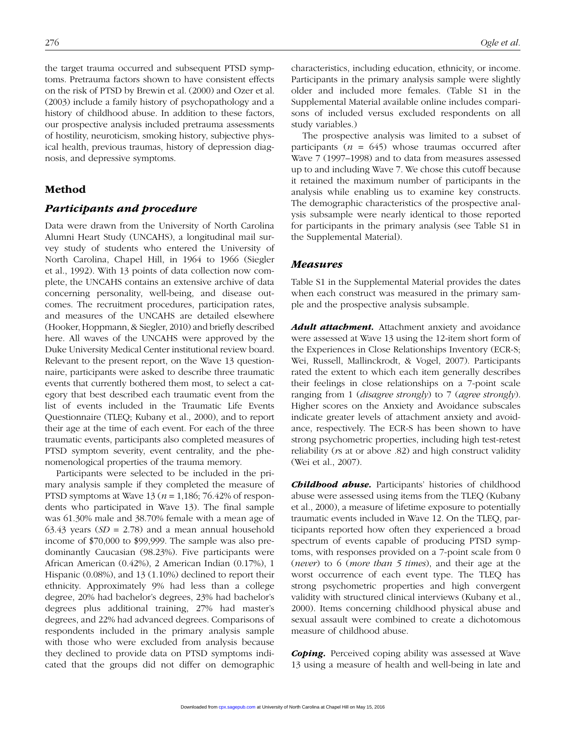the target trauma occurred and subsequent PTSD symptoms. Pretrauma factors shown to have consistent effects on the risk of PTSD by Brewin et al. (2000) and Ozer et al. (2003) include a family history of psychopathology and a history of childhood abuse. In addition to these factors, our prospective analysis included pretrauma assessments of hostility, neuroticism, smoking history, subjective physical health, previous traumas, history of depression diagnosis, and depressive symptoms.

## Method

### Participants and procedure

Data were drawn from the University of North Carolina Alumni Heart Study (UNCAHS), a longitudinal mail survey study of students who entered the University of North Carolina, Chapel Hill, in 1964 to 1966 (Siegler et al., 1992). With 13 points of data collection now complete, the UNCAHS contains an extensive archive of data concerning personality, well-being, and disease outcomes. The recruitment procedures, participation rates, and measures of the UNCAHS are detailed elsewhere (Hooker, Hoppmann, & Siegler, 2010) and briefly described here. All waves of the UNCAHS were approved by the Duke University Medical Center institutional review board. Relevant to the present report, on the Wave 13 questionnaire, participants were asked to describe three traumatic events that currently bothered them most, to select a category that best described each traumatic event from the list of events included in the Traumatic Life Events Questionnaire (TLEQ; Kubany et al., 2000), and to report their age at the time of each event. For each of the three traumatic events, participants also completed measures of PTSD symptom severity, event centrality, and the phenomenological properties of the trauma memory.

Participants were selected to be included in the primary analysis sample if they completed the measure of PTSD symptoms at Wave 13 ($n$ = 1,186; 76.42% of respondents who participated in Wave 13). The final sample was 61.30% male and 38.70% female with a mean age of 63.43 years ($SD$ = 2.78) and a mean annual household income of $70,000 to $99,999. The sample was also predominantly Caucasian (98.23%). Five participants were African American (0.42%), 2 American Indian (0.17%), 1 Hispanic (0.08%), and 13 (1.10%) declined to report their ethnicity. Approximately 9% had less than a college degree, 20% had bachelor's degrees, 23% had bachelor's degrees plus additional training, 27% had master's degrees, and 22% had advanced degrees. Comparisons of respondents included in the primary analysis sample with those who were excluded from analysis because they declined to provide data on PTSD symptoms indicated that the groups did not differ on demographic characteristics, including education, ethnicity, or income. Participants in the primary analysis sample were slightly older and included more females. (Table S1 in the Supplemental Material available online includes comparisons of included versus excluded respondents on all study variables.)

The prospective analysis was limited to a subset of participants ($n$ = 645) whose traumas occurred after Wave 7 (1997–1998) and to data from measures assessed up to and including Wave 7. We chose this cutoff because it retained the maximum number of participants in the analysis while enabling us to examine key constructs. The demographic characteristics of the prospective analysis subsample were nearly identical to those reported for participants in the primary analysis (see Table S1 in the Supplemental Material).

### Measures

Table S1 in the Supplemental Material provides the dates when each construct was measured in the primary sample and the prospective analysis subsample.

***Adult attachment.*** Attachment anxiety and avoidance were assessed at Wave 13 using the 12-item short form of the Experiences in Close Relationships Inventory (ECR-S; Wei, Russell, Mallinckrodt, & Vogel, 2007). Participants rated the extent to which each item generally describes their feelings in close relationships on a 7-point scale ranging from 1 (*disagree strongly*) to 7 (*agree strongly*). Higher scores on the Anxiety and Avoidance subscales indicate greater levels of attachment anxiety and avoidance, respectively. The ECR-S has been shown to have strong psychometric properties, including high test-retest reliability ($r$s at or above .82) and high construct validity (Wei et al., 2007).

***Childhood abuse.*** Participants' histories of childhood abuse were assessed using items from the TLEQ (Kubany et al., 2000), a measure of lifetime exposure to potentially traumatic events included in Wave 12. On the TLEQ, participants reported how often they experienced a broad spectrum of events capable of producing PTSD symptoms, with responses provided on a 7-point scale from 0 (*never*) to 6 (*more than 5 times*), and their age at the worst occurrence of each event type. The TLEQ has strong psychometric properties and high convergent validity with structured clinical interviews (Kubany et al., 2000). Items concerning childhood physical abuse and sexual assault were combined to create a dichotomous measure of childhood abuse.

***Coping.*** Perceived coping ability was assessed at Wave 13 using a measure of health and well-being in late and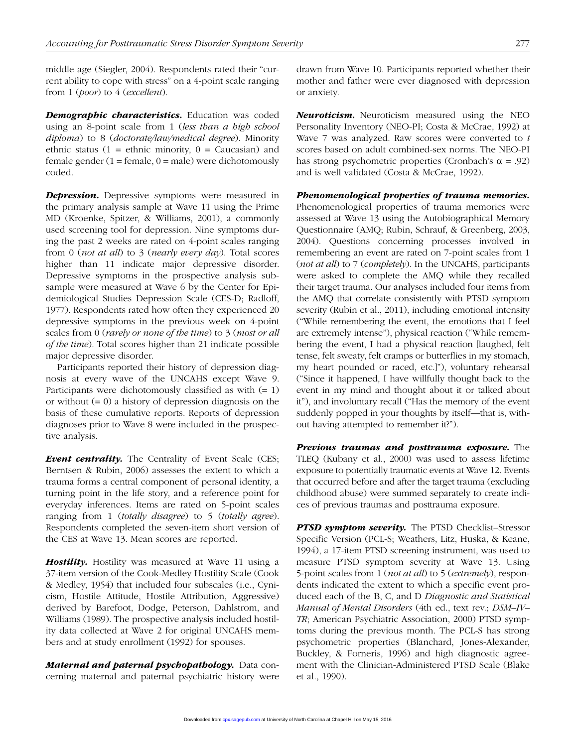middle age (Siegler, 2004). Respondents rated their "current ability to cope with stress" on a 4-point scale ranging from 1 (*poor*) to 4 (*excellent*).

***Demographic characteristics.*** Education was coded using an 8-point scale from 1 (*less than a high school diploma*) to 8 (*doctorate/law/medical degree*). Minority ethnic status (1 = ethnic minority, 0 = Caucasian) and female gender (1 = female, 0 = male) were dichotomously coded.

***Depression.*** Depressive symptoms were measured in the primary analysis sample at Wave 11 using the Prime MD (Kroenke, Spitzer, & Williams, 2001), a commonly used screening tool for depression. Nine symptoms during the past 2 weeks are rated on 4-point scales ranging from 0 (*not at all*) to 3 (*nearly every day*). Total scores higher than 11 indicate major depressive disorder. Depressive symptoms in the prospective analysis subsample were measured at Wave 6 by the Center for Epidemiological Studies Depression Scale (CES-D; Radloff, 1977). Respondents rated how often they experienced 20 depressive symptoms in the previous week on 4-point scales from 0 (*rarely or none of the time*) to 3 (*most or all of the time*). Total scores higher than 21 indicate possible major depressive disorder.

Participants reported their history of depression diagnosis at every wave of the UNCAHS except Wave 9. Participants were dichotomously classified as with (= 1) or without (= 0) a history of depression diagnosis on the basis of these cumulative reports. Reports of depression diagnoses prior to Wave 8 were included in the prospective analysis.

***Event centrality.*** The Centrality of Event Scale (CES; Berntsen & Rubin, 2006) assesses the extent to which a trauma forms a central component of personal identity, a turning point in the life story, and a reference point for everyday inferences. Items are rated on 5-point scales ranging from 1 (*totally disagree*) to 5 (*totally agree*). Respondents completed the seven-item short version of the CES at Wave 13. Mean scores are reported.

***Hostility.*** Hostility was measured at Wave 11 using a 37-item version of the Cook-Medley Hostility Scale (Cook & Medley, 1954) that included four subscales (i.e., Cynicism, Hostile Attitude, Hostile Attribution, Aggressive) derived by Barefoot, Dodge, Peterson, Dahlstrom, and Williams (1989). The prospective analysis included hostility data collected at Wave 2 for original UNCAHS members and at study enrollment (1992) for spouses.

***Maternal and paternal psychopathology.*** Data concerning maternal and paternal psychiatric history were drawn from Wave 10. Participants reported whether their mother and father were ever diagnosed with depression or anxiety.

***Neuroticism.*** Neuroticism measured using the NEO Personality Inventory (NEO-PI; Costa & McCrae, 1992) at Wave 7 was analyzed. Raw scores were converted to *t* scores based on adult combined-sex norms. The NEO-PI has strong psychometric properties (Cronbach's $\alpha$ = .92) and is well validated (Costa & McCrae, 1992).

***Phenomenological properties of trauma memories.*** Phenomenological properties of trauma memories were assessed at Wave 13 using the Autobiographical Memory Questionnaire (AMQ; Rubin, Schrauf, & Greenberg, 2003, 2004). Questions concerning processes involved in remembering an event are rated on 7-point scales from 1 (*not at all*) to 7 (*completely*). In the UNCAHS, participants were asked to complete the AMQ while they recalled their target trauma. Our analyses included four items from the AMQ that correlate consistently with PTSD symptom severity (Rubin et al., 2011), including emotional intensity ("While remembering the event, the emotions that I feel are extremely intense"), physical reaction ("While remembering the event, I had a physical reaction [laughed, felt tense, felt sweaty, felt cramps or butterflies in my stomach, my heart pounded or raced, etc.]"), voluntary rehearsal ("Since it happened, I have willfully thought back to the event in my mind and thought about it or talked about it"), and involuntary recall ("Has the memory of the event suddenly popped in your thoughts by itself—that is, without having attempted to remember it?").

***Previous traumas and posttrauma exposure.*** The TLEQ (Kubany et al., 2000) was used to assess lifetime exposure to potentially traumatic events at Wave 12. Events that occurred before and after the target trauma (excluding childhood abuse) were summed separately to create indices of previous traumas and posttrauma exposure.

***PTSD symptom severity.*** The PTSD Checklist–Stressor Specific Version (PCL-S; Weathers, Litz, Huska, & Keane, 1994), a 17-item PTSD screening instrument, was used to measure PTSD symptom severity at Wave 13. Using 5-point scales from 1 (*not at all*) to 5 (*extremely*), respondents indicated the extent to which a specific event produced each of the B, C, and D *Diagnostic and Statistical Manual of Mental Disorders* (4th ed., text rev.; *DSM–IV–TR*; American Psychiatric Association, 2000) PTSD symptoms during the previous month. The PCL-S has strong psychometric properties (Blanchard, Jones-Alexander, Buckley, & Forneris, 1996) and high diagnostic agreement with the Clinician-Administered PTSD Scale (Blake et al., 1990).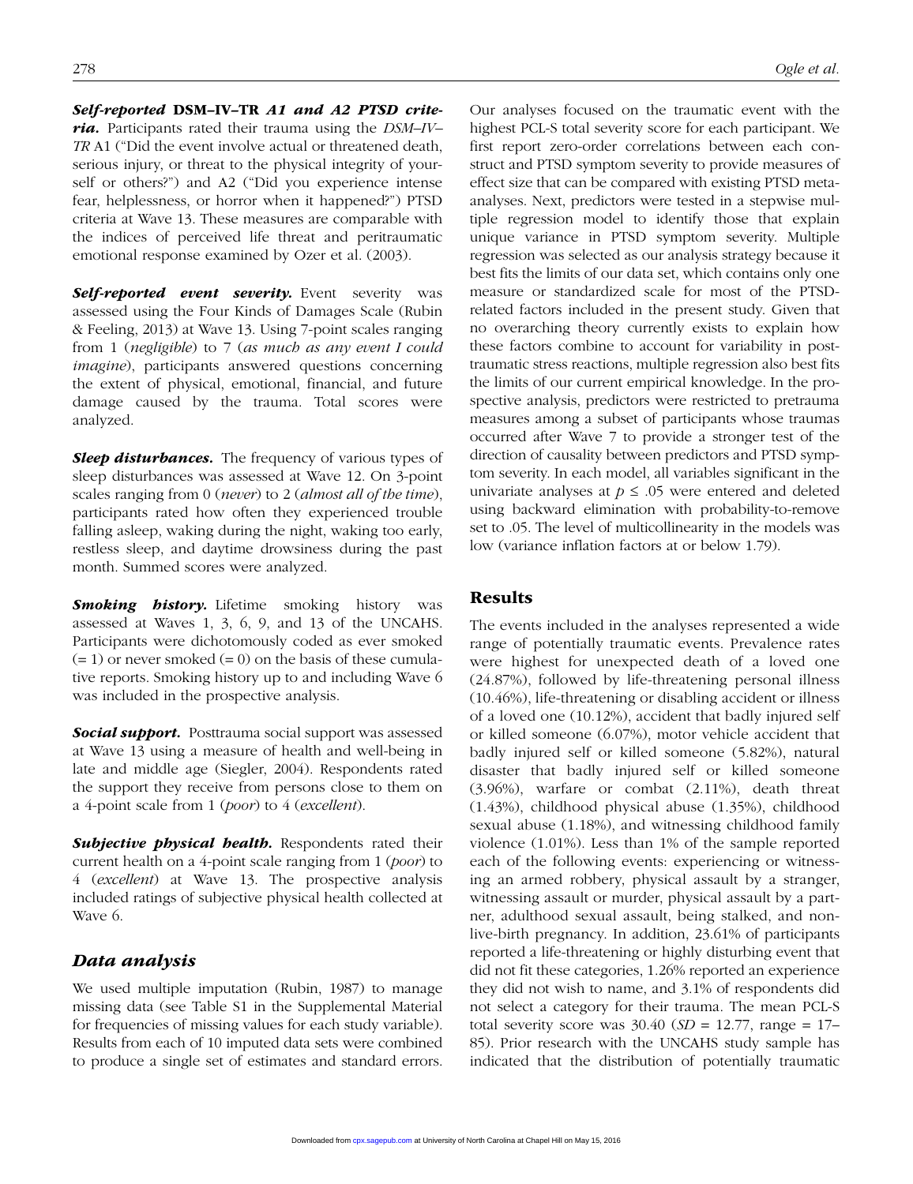***Self-reported* DSM–IV–TR *A1 and A2 PTSD criteria.*** Participants rated their trauma using the *DSM–IV–TR* A1 ("Did the event involve actual or threatened death, serious injury, or threat to the physical integrity of yourself or others?") and A2 ("Did you experience intense fear, helplessness, or horror when it happened?") PTSD criteria at Wave 13. These measures are comparable with the indices of perceived life threat and peritraumatic emotional response examined by Ozer et al. (2003).

***Self-reported event severity.*** Event severity was assessed using the Four Kinds of Damages Scale (Rubin & Feeling, 2013) at Wave 13. Using 7-point scales ranging from 1 (*negligible*) to 7 (*as much as any event I could imagine*), participants answered questions concerning the extent of physical, emotional, financial, and future damage caused by the trauma. Total scores were analyzed.

***Sleep disturbances.*** The frequency of various types of sleep disturbances was assessed at Wave 12. On 3-point scales ranging from 0 (*never*) to 2 (*almost all of the time*), participants rated how often they experienced trouble falling asleep, waking during the night, waking too early, restless sleep, and daytime drowsiness during the past month. Summed scores were analyzed.

***Smoking history.*** Lifetime smoking history was assessed at Waves 1, 3, 6, 9, and 13 of the UNCAHS. Participants were dichotomously coded as ever smoked (= 1) or never smoked (= 0) on the basis of these cumulative reports. Smoking history up to and including Wave 6 was included in the prospective analysis.

***Social support.*** Posttrauma social support was assessed at Wave 13 using a measure of health and well-being in late and middle age (Siegler, 2004). Respondents rated the support they receive from persons close to them on a 4-point scale from 1 (*poor*) to 4 (*excellent*).

***Subjective physical health.*** Respondents rated their current health on a 4-point scale ranging from 1 (*poor*) to 4 (*excellent*) at Wave 13. The prospective analysis included ratings of subjective physical health collected at Wave 6.

### *Data analysis*

We used multiple imputation (Rubin, 1987) to manage missing data (see Table S1 in the Supplemental Material for frequencies of missing values for each study variable). Results from each of 10 imputed data sets were combined to produce a single set of estimates and standard errors. Our analyses focused on the traumatic event with the highest PCL-S total severity score for each participant. We first report zero-order correlations between each construct and PTSD symptom severity to provide measures of effect size that can be compared with existing PTSD meta-analyses. Next, predictors were tested in a stepwise multiple regression model to identify those that explain unique variance in PTSD symptom severity. Multiple regression was selected as our analysis strategy because it best fits the limits of our data set, which contains only one measure or standardized scale for most of the PTSD-related factors included in the present study. Given that no overarching theory currently exists to explain how these factors combine to account for variability in posttraumatic stress reactions, multiple regression also best fits the limits of our current empirical knowledge. In the prospective analysis, predictors were restricted to pretrauma measures among a subset of participants whose traumas occurred after Wave 7 to provide a stronger test of the direction of causality between predictors and PTSD symptom severity. In each model, all variables significant in the univariate analyses at $p \leq .05$ were entered and deleted using backward elimination with probability-to-remove set to .05. The level of multicollinearity in the models was low (variance inflation factors at or below 1.79).

## Results

The events included in the analyses represented a wide range of potentially traumatic events. Prevalence rates were highest for unexpected death of a loved one (24.87%), followed by life-threatening personal illness (10.46%), life-threatening or disabling accident or illness of a loved one (10.12%), accident that badly injured self or killed someone (6.07%), motor vehicle accident that badly injured self or killed someone (5.82%), natural disaster that badly injured self or killed someone (3.96%), warfare or combat (2.11%), death threat (1.43%), childhood physical abuse (1.35%), childhood sexual abuse (1.18%), and witnessing childhood family violence (1.01%). Less than 1% of the sample reported each of the following events: experiencing or witnessing an armed robbery, physical assault by a stranger, witnessing assault or murder, physical assault by a partner, adulthood sexual assault, being stalked, and non-live-birth pregnancy. In addition, 23.61% of participants reported a life-threatening or highly disturbing event that did not fit these categories, 1.26% reported an experience they did not wish to name, and 3.1% of respondents did not select a category for their trauma. The mean PCL-S total severity score was 30.40 ($SD$ = 12.77, range = 17–85). Prior research with the UNCAHS study sample has indicated that the distribution of potentially traumatic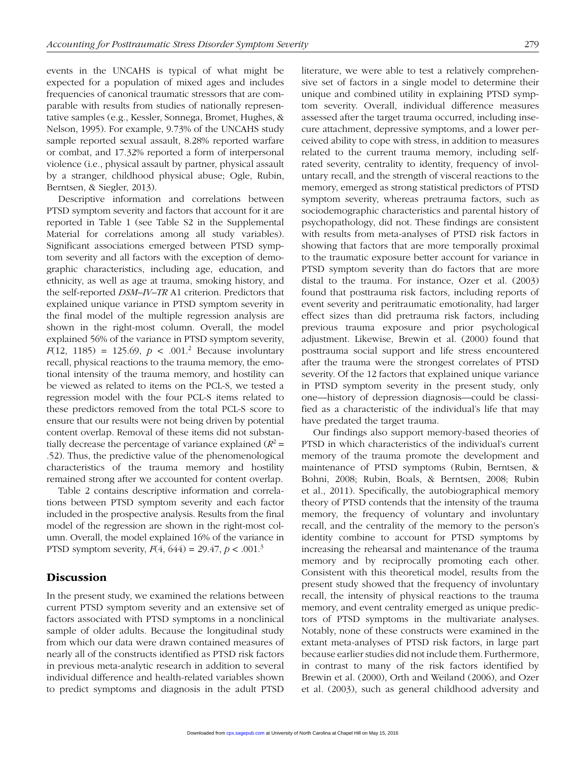events in the UNCAHS is typical of what might be expected for a population of mixed ages and includes frequencies of canonical traumatic stressors that are comparable with results from studies of nationally representative samples (e.g., Kessler, Sonnega, Bromet, Hughes, & Nelson, 1995). For example, 9.73% of the UNCAHS study sample reported sexual assault, 8.28% reported warfare or combat, and 17.32% reported a form of interpersonal violence (i.e., physical assault by partner, physical assault by a stranger, childhood physical abuse; Ogle, Rubin, Berntsen, & Siegler, 2013).

Descriptive information and correlations between PTSD symptom severity and factors that account for it are reported in Table 1 (see Table S2 in the Supplemental Material for correlations among all study variables). Significant associations emerged between PTSD symptom severity and all factors with the exception of demographic characteristics, including age, education, and ethnicity, as well as age at trauma, smoking history, and the self-reported *DSM–IV–TR* A1 criterion. Predictors that explained unique variance in PTSD symptom severity in the final model of the multiple regression analysis are shown in the right-most column. Overall, the model explained 56% of the variance in PTSD symptom severity, $F(12, 1185) = 125.69$, $p < .001$.[2] Because involuntary recall, physical reactions to the trauma memory, the emotional intensity of the trauma memory, and hostility can be viewed as related to items on the PCL-S, we tested a regression model with the four PCL-S items related to these predictors removed from the total PCL-S score to ensure that our results were not being driven by potential content overlap. Removal of these items did not substantially decrease the percentage of variance explained ($R^2 = .52$). Thus, the predictive value of the phenomenological characteristics of the trauma memory and hostility remained strong after we accounted for content overlap.

Table 2 contains descriptive information and correlations between PTSD symptom severity and each factor included in the prospective analysis. Results from the final model of the regression are shown in the right-most column. Overall, the model explained 16% of the variance in PTSD symptom severity, $F(4, 644) = 29.47$, $p < .001$.[3]

## Discussion

In the present study, we examined the relations between current PTSD symptom severity and an extensive set of factors associated with PTSD symptoms in a nonclinical sample of older adults. Because the longitudinal study from which our data were drawn contained measures of nearly all of the constructs identified as PTSD risk factors in previous meta-analytic research in addition to several individual difference and health-related variables shown to predict symptoms and diagnosis in the adult PTSD literature, we were able to test a relatively comprehensive set of factors in a single model to determine their unique and combined utility in explaining PTSD symptom severity. Overall, individual difference measures assessed after the target trauma occurred, including insecure attachment, depressive symptoms, and a lower perceived ability to cope with stress, in addition to measures related to the current trauma memory, including self-rated severity, centrality to identity, frequency of involuntary recall, and the strength of visceral reactions to the memory, emerged as strong statistical predictors of PTSD symptom severity, whereas pretrauma factors, such as sociodemographic characteristics and parental history of psychopathology, did not. These findings are consistent with results from meta-analyses of PTSD risk factors in showing that factors that are more temporally proximal to the traumatic exposure better account for variance in PTSD symptom severity than do factors that are more distal to the trauma. For instance, Ozer et al. (2003) found that posttrauma risk factors, including reports of event severity and peritraumatic emotionality, had larger effect sizes than did pretrauma risk factors, including previous trauma exposure and prior psychological adjustment. Likewise, Brewin et al. (2000) found that posttrauma social support and life stress encountered after the trauma were the strongest correlates of PTSD severity. Of the 12 factors that explained unique variance in PTSD symptom severity in the present study, only one—history of depression diagnosis—could be classified as a characteristic of the individual's life that may have predated the target trauma.

Our findings also support memory-based theories of PTSD in which characteristics of the individual's current memory of the trauma promote the development and maintenance of PTSD symptoms (Rubin, Berntsen, & Bohni, 2008; Rubin, Boals, & Berntsen, 2008; Rubin et al., 2011). Specifically, the autobiographical memory theory of PTSD contends that the intensity of the trauma memory, the frequency of voluntary and involuntary recall, and the centrality of the memory to the person's identity combine to account for PTSD symptoms by increasing the rehearsal and maintenance of the trauma memory and by reciprocally promoting each other. Consistent with this theoretical model, results from the present study showed that the frequency of involuntary recall, the intensity of physical reactions to the trauma memory, and event centrality emerged as unique predictors of PTSD symptoms in the multivariate analyses. Notably, none of these constructs were examined in the extant meta-analyses of PTSD risk factors, in large part because earlier studies did not include them. Furthermore, in contrast to many of the risk factors identified by Brewin et al. (2000), Orth and Weiland (2006), and Ozer et al. (2003), such as general childhood adversity and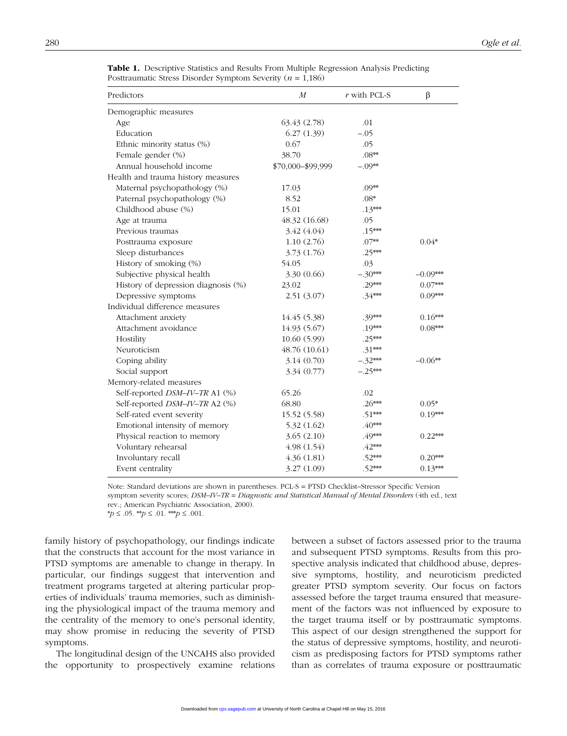**Table 1.** Descriptive Statistics and Results From Multiple Regression Analysis Predicting Posttraumatic Stress Disorder Symptom Severity ($n$ = 1,186)

| Predictors | *M* | *r* with PCL-S | β |
|---|---|---|---|
| Demographic measures | | | |
| Age | 63.43 (2.78) | .01 | |
| Education | 6.27 (1.39) | −.05 | |
| Ethnic minority status (%) | 0.67 | .05 | |
| Female gender (%) | 38.70 | .08** | |
| Annual household income | $70,000–$99,999 | −.09** | |
| Health and trauma history measures | | | |
| Maternal psychopathology (%) | 17.03 | .09** | |
| Paternal psychopathology (%) | 8.52 | .08* | |
| Childhood abuse (%) | 15.01 | .13*** | |
| Age at trauma | 48.32 (16.68) | .05 | |
| Previous traumas | 3.42 (4.04) | .15*** | |
| Posttrauma exposure | 1.10 (2.76) | .07** | 0.04* |
| Sleep disturbances | 3.73 (1.76) | .25*** | |
| History of smoking (%) | 54.05 | .03 | |
| Subjective physical health | 3.30 (0.66) | −.30*** | −0.09*** |
| History of depression diagnosis (%) | 23.02 | .29*** | 0.07*** |
| Depressive symptoms | 2.51 (3.07) | .34*** | 0.09*** |
| Individual difference measures | | | |
| Attachment anxiety | 14.45 (5.38) | .39*** | 0.16*** |
| Attachment avoidance | 14.93 (5.67) | .19*** | 0.08*** |
| Hostility | 10.60 (5.99) | .25*** | |
| Neuroticism | 48.76 (10.61) | .31*** | |
| Coping ability | 3.14 (0.70) | −.32*** | −0.06** |
| Social support | 3.34 (0.77) | −.25*** | |
| Memory-related measures | | | |
| Self-reported *DSM–IV–TR* A1 (%) | 65.26 | .02 | |
| Self-reported *DSM–IV–TR* A2 (%) | 68.80 | .26*** | 0.05* |
| Self-rated event severity | 15.52 (5.58) | .51*** | 0.19*** |
| Emotional intensity of memory | 5.32 (1.62) | .40*** | |
| Physical reaction to memory | 3.65 (2.10) | .49*** | 0.22*** |
| Voluntary rehearsal | 4.98 (1.54) | .42*** | |
| Involuntary recall | 4.36 (1.81) | .52*** | 0.20*** |
| Event centrality | 3.27 (1.09) | .52*** | 0.13*** |

Note: Standard deviations are shown in parentheses. PCL-S = PTSD Checklist–Stressor Specific Version symptom severity scores; *DSM–IV–TR* = *Diagnostic and Statistical Manual of Mental Disorders* (4th ed., text rev.; American Psychiatric Association, 2000).
*$p \leq .05$. **$p \leq .01$. ***$p \leq .001$.

family history of psychopathology, our findings indicate that the constructs that account for the most variance in PTSD symptoms are amenable to change in therapy. In particular, our findings suggest that intervention and treatment programs targeted at altering particular properties of individuals' trauma memories, such as diminishing the physiological impact of the trauma memory and the centrality of the memory to one's personal identity, may show promise in reducing the severity of PTSD symptoms.

The longitudinal design of the UNCAHS also provided the opportunity to prospectively examine relations between a subset of factors assessed prior to the trauma and subsequent PTSD symptoms. Results from this prospective analysis indicated that childhood abuse, depressive symptoms, hostility, and neuroticism predicted greater PTSD symptom severity. Our focus on factors assessed before the target trauma ensured that measurement of the factors was not influenced by exposure to the target trauma itself or by posttraumatic symptoms. This aspect of our design strengthened the support for the status of depressive symptoms, hostility, and neuroticism as predisposing factors for PTSD symptoms rather than as correlates of trauma exposure or posttraumatic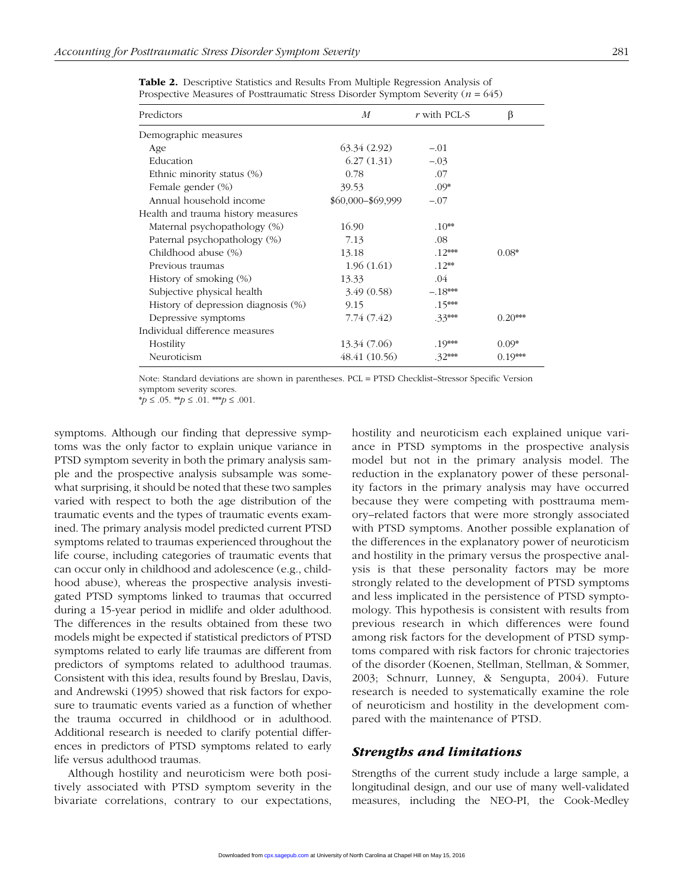**Table 2.** Descriptive Statistics and Results From Multiple Regression Analysis of Prospective Measures of Posttraumatic Stress Disorder Symptom Severity ($n$ = 645)

| Predictors | *M* | *r* with PCL-S | β |
|---|---|---|---|
| Demographic measures | | | |
| Age | 63.34 (2.92) | −.01 | |
| Education | 6.27 (1.31) | −.03 | |
| Ethnic minority status (%) | 0.78 | .07 | |
| Female gender (%) | 39.53 | .09* | |
| Annual household income | $60,000–$69,999 | −.07 | |
| Health and trauma history measures | | | |
| Maternal psychopathology (%) | 16.90 | .10** | |
| Paternal psychopathology (%) | 7.13 | .08 | |
| Childhood abuse (%) | 13.18 | .12*** | 0.08* |
| Previous traumas | 1.96 (1.61) | .12** | |
| History of smoking (%) | 13.33 | .04 | |
| Subjective physical health | 3.49 (0.58) | −.18*** | |
| History of depression diagnosis (%) | 9.15 | .15*** | |
| Depressive symptoms | 7.74 (7.42) | .33*** | 0.20*** |
| Individual difference measures | | | |
| Hostility | 13.34 (7.06) | .19*** | 0.09* |
| Neuroticism | 48.41 (10.56) | .32*** | 0.19*** |

Note: Standard deviations are shown in parentheses. PCL = PTSD Checklist–Stressor Specific Version symptom severity scores.
*$p \leq .05$. **$p \leq .01$. ***$p \leq .001$.

symptoms. Although our finding that depressive symptoms was the only factor to explain unique variance in PTSD symptom severity in both the primary analysis sample and the prospective analysis subsample was somewhat surprising, it should be noted that these two samples varied with respect to both the age distribution of the traumatic events and the types of traumatic events examined. The primary analysis model predicted current PTSD symptoms related to traumas experienced throughout the life course, including categories of traumatic events that can occur only in childhood and adolescence (e.g., childhood abuse), whereas the prospective analysis investigated PTSD symptoms linked to traumas that occurred during a 15-year period in midlife and older adulthood. The differences in the results obtained from these two models might be expected if statistical predictors of PTSD symptoms related to early life traumas are different from predictors of symptoms related to adulthood traumas. Consistent with this idea, results found by Breslau, Davis, and Andrewski (1995) showed that risk factors for exposure to traumatic events varied as a function of whether the trauma occurred in childhood or in adulthood. Additional research is needed to clarify potential differences in predictors of PTSD symptoms related to early life versus adulthood traumas.

Although hostility and neuroticism were both positively associated with PTSD symptom severity in the bivariate correlations, contrary to our expectations, hostility and neuroticism each explained unique variance in PTSD symptoms in the prospective analysis model but not in the primary analysis model. The reduction in the explanatory power of these personality factors in the primary analysis may have occurred because they were competing with posttrauma memory–related factors that were more strongly associated with PTSD symptoms. Another possible explanation of the differences in the explanatory power of neuroticism and hostility in the primary versus the prospective analysis is that these personality factors may be more strongly related to the development of PTSD symptoms and less implicated in the persistence of PTSD symptomology. This hypothesis is consistent with results from previous research in which differences were found among risk factors for the development of PTSD symptoms compared with risk factors for chronic trajectories of the disorder (Koenen, Stellman, Stellman, & Sommer, 2003; Schnurr, Lunney, & Sengupta, 2004). Future research is needed to systematically examine the role of neuroticism and hostility in the development compared with the maintenance of PTSD.

### *Strengths and limitations*

Strengths of the current study include a large sample, a longitudinal design, and our use of many well-validated measures, including the NEO-PI, the Cook-Medley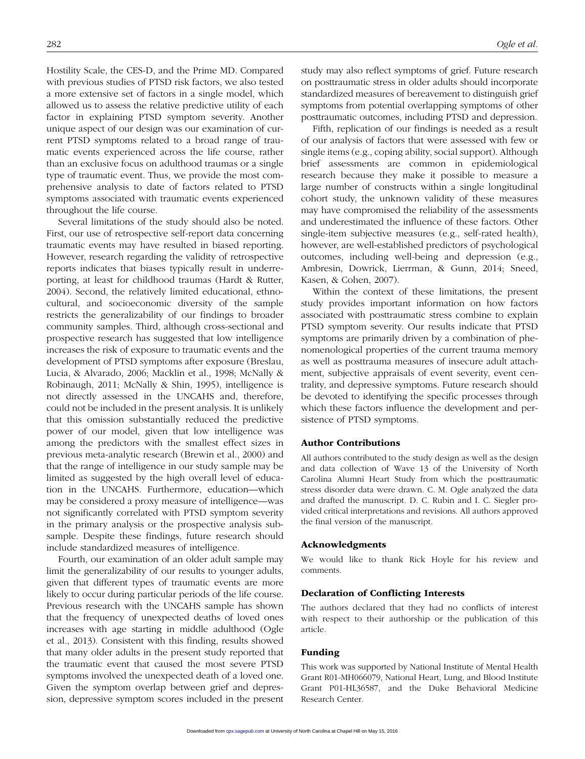Hostility Scale, the CES-D, and the Prime MD. Compared with previous studies of PTSD risk factors, we also tested a more extensive set of factors in a single model, which allowed us to assess the relative predictive utility of each factor in explaining PTSD symptom severity. Another unique aspect of our design was our examination of current PTSD symptoms related to a broad range of traumatic events experienced across the life course, rather than an exclusive focus on adulthood traumas or a single type of traumatic event. Thus, we provide the most comprehensive analysis to date of factors related to PTSD symptoms associated with traumatic events experienced throughout the life course.

Several limitations of the study should also be noted. First, our use of retrospective self-report data concerning traumatic events may have resulted in biased reporting. However, research regarding the validity of retrospective reports indicates that biases typically result in underreporting, at least for childhood traumas (Hardt & Rutter, 2004). Second, the relatively limited educational, ethnocultural, and socioeconomic diversity of the sample restricts the generalizability of our findings to broader community samples. Third, although cross-sectional and prospective research has suggested that low intelligence increases the risk of exposure to traumatic events and the development of PTSD symptoms after exposure (Breslau, Lucia, & Alvarado, 2006; Macklin et al., 1998; McNally & Robinaugh, 2011; McNally & Shin, 1995), intelligence is not directly assessed in the UNCAHS and, therefore, could not be included in the present analysis. It is unlikely that this omission substantially reduced the predictive power of our model, given that low intelligence was among the predictors with the smallest effect sizes in previous meta-analytic research (Brewin et al., 2000) and that the range of intelligence in our study sample may be limited as suggested by the high overall level of education in the UNCAHS. Furthermore, education—which may be considered a proxy measure of intelligence—was not significantly correlated with PTSD symptom severity in the primary analysis or the prospective analysis subsample. Despite these findings, future research should include standardized measures of intelligence.

Fourth, our examination of an older adult sample may limit the generalizability of our results to younger adults, given that different types of traumatic events are more likely to occur during particular periods of the life course. Previous research with the UNCAHS sample has shown that the frequency of unexpected deaths of loved ones increases with age starting in middle adulthood (Ogle et al., 2013). Consistent with this finding, results showed that many older adults in the present study reported that the traumatic event that caused the most severe PTSD symptoms involved the unexpected death of a loved one. Given the symptom overlap between grief and depression, depressive symptom scores included in the present study may also reflect symptoms of grief. Future research on posttraumatic stress in older adults should incorporate standardized measures of bereavement to distinguish grief symptoms from potential overlapping symptoms of other posttraumatic outcomes, including PTSD and depression.

Fifth, replication of our findings is needed as a result of our analysis of factors that were assessed with few or single items (e.g., coping ability, social support). Although brief assessments are common in epidemiological research because they make it possible to measure a large number of constructs within a single longitudinal cohort study, the unknown validity of these measures may have compromised the reliability of the assessments and underestimated the influence of these factors. Other single-item subjective measures (e.g., self-rated health), however, are well-established predictors of psychological outcomes, including well-being and depression (e.g., Ambresin, Dowrick, Lierrman, & Gunn, 2014; Sneed, Kasen, & Cohen, 2007).

Within the context of these limitations, the present study provides important information on how factors associated with posttraumatic stress combine to explain PTSD symptom severity. Our results indicate that PTSD symptoms are primarily driven by a combination of phenomenological properties of the current trauma memory as well as posttrauma measures of insecure adult attachment, subjective appraisals of event severity, event centrality, and depressive symptoms. Future research should be devoted to identifying the specific processes through which these factors influence the development and persistence of PTSD symptoms.

## Author Contributions

All authors contributed to the study design as well as the design and data collection of Wave 13 of the University of North Carolina Alumni Heart Study from which the posttraumatic stress disorder data were drawn. C. M. Ogle analyzed the data and drafted the manuscript. D. C. Rubin and I. C. Siegler provided critical interpretations and revisions. All authors approved the final version of the manuscript.

## Acknowledgments

We would like to thank Rick Hoyle for his review and comments.

## Declaration of Conflicting Interests

The authors declared that they had no conflicts of interest with respect to their authorship or the publication of this article.

## Funding

This work was supported by National Institute of Mental Health Grant R01-MH066079, National Heart, Lung, and Blood Institute Grant P01-HL36587, and the Duke Behavioral Medicine Research Center.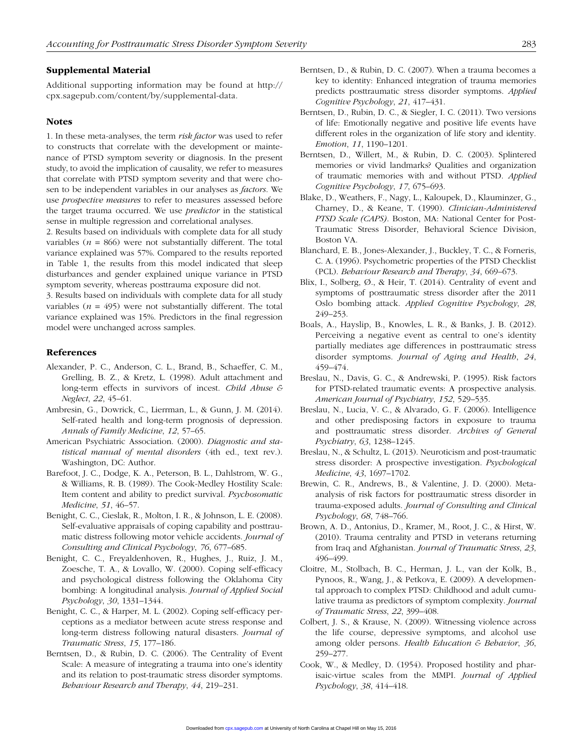## Supplemental Material

Additional supporting information may be found at http://cpx.sagepub.com/content/by/supplemental-data.

## Notes

1. In these meta-analyses, the term *risk factor* was used to refer to constructs that correlate with the development or maintenance of PTSD symptom severity or diagnosis. In the present study, to avoid the implication of causality, we refer to measures that correlate with PTSD symptom severity and that were chosen to be independent variables in our analyses as *factors*. We use *prospective measures* to refer to measures assessed before the target trauma occurred. We use *predictor* in the statistical sense in multiple regression and correlational analyses.

2. Results based on individuals with complete data for all study variables ($n$ = 866) were not substantially different. The total variance explained was 57%. Compared to the results reported in Table 1, the results from this model indicated that sleep disturbances and gender explained unique variance in PTSD symptom severity, whereas posttrauma exposure did not.

3. Results based on individuals with complete data for all study variables ($n$ = 495) were not substantially different. The total variance explained was 15%. Predictors in the final regression model were unchanged across samples.

## References

Alexander, P. C., Anderson, C. L., Brand, B., Schaeffer, C. M., Grelling, B. Z., & Kretz, L. (1998). Adult attachment and long-term effects in survivors of incest. *Child Abuse & Neglect*, *22*, 45–61.

Ambresin, G., Dowrick, C., Lierrman, L., & Gunn, J. M. (2014). Self-rated health and long-term prognosis of depression. *Annals of Family Medicine*, *12*, 57–65.

American Psychiatric Association. (2000). *Diagnostic and statistical manual of mental disorders* (4th ed., text rev.). Washington, DC: Author.

Barefoot, J. C., Dodge, K. A., Peterson, B. L., Dahlstrom, W. G., & Williams, R. B. (1989). The Cook-Medley Hostility Scale: Item content and ability to predict survival. *Psychosomatic Medicine*, *51*, 46–57.

Benight, C. C., Cieslak, R., Molton, I. R., & Johnson, L. E. (2008). Self-evaluative appraisals of coping capability and posttraumatic distress following motor vehicle accidents. *Journal of Consulting and Clinical Psychology*, *76*, 677–685.

Benight, C. C., Freyaldenhoven, R., Hughes, J., Ruiz, J. M., Zoesche, T. A., & Lovallo, W. (2000). Coping self-efficacy and psychological distress following the Oklahoma City bombing: A longitudinal analysis. *Journal of Applied Social Psychology*, *30*, 1331–1344.

Benight, C. C., & Harper, M. L. (2002). Coping self-efficacy perceptions as a mediator between acute stress response and long-term distress following natural disasters. *Journal of Traumatic Stress*, *15*, 177–186.

Berntsen, D., & Rubin, D. C. (2006). The Centrality of Event Scale: A measure of integrating a trauma into one's identity and its relation to post-traumatic stress disorder symptoms. *Behaviour Research and Therapy*, *44*, 219–231.

Berntsen, D., & Rubin, D. C. (2007). When a trauma becomes a key to identity: Enhanced integration of trauma memories predicts posttraumatic stress disorder symptoms. *Applied Cognitive Psychology*, *21*, 417–431.

Berntsen, D., Rubin, D. C., & Siegler, I. C. (2011). Two versions of life: Emotionally negative and positive life events have different roles in the organization of life story and identity. *Emotion*, *11*, 1190–1201.

Berntsen, D., Willert, M., & Rubin, D. C. (2003). Splintered memories or vivid landmarks? Qualities and organization of traumatic memories with and without PTSD. *Applied Cognitive Psychology*, *17*, 675–693.

Blake, D., Weathers, F., Nagy, L., Kaloupek, D., Klauminzer, G., Charney, D., & Keane, T. (1990). *Clinician-Administered PTSD Scale (CAPS)*. Boston, MA: National Center for Post-Traumatic Stress Disorder, Behavioral Science Division, Boston VA.

Blanchard, E. B., Jones-Alexander, J., Buckley, T. C., & Forneris, C. A. (1996). Psychometric properties of the PTSD Checklist (PCL). *Behaviour Research and Therapy*, *34*, 669–673.

Blix, I., Solberg, Ø., & Heir, T. (2014). Centrality of event and symptoms of posttraumatic stress disorder after the 2011 Oslo bombing attack. *Applied Cognitive Psychology*, *28*, 249–253.

Boals, A., Hayslip, B., Knowles, L. R., & Banks, J. B. (2012). Perceiving a negative event as central to one's identity partially mediates age differences in posttraumatic stress disorder symptoms. *Journal of Aging and Health*, *24*, 459–474.

Breslau, N., Davis, G. C., & Andrewski, P. (1995). Risk factors for PTSD-related traumatic events: A prospective analysis. *American Journal of Psychiatry*, *152*, 529–535.

Breslau, N., Lucia, V. C., & Alvarado, G. F. (2006). Intelligence and other predisposing factors in exposure to trauma and posttraumatic stress disorder. *Archives of General Psychiatry*, *63*, 1238–1245.

Breslau, N., & Schultz, L. (2013). Neuroticism and post-traumatic stress disorder: A prospective investigation. *Psychological Medicine*, *43*, 1697–1702.

Brewin, C. R., Andrews, B., & Valentine, J. D. (2000). Meta-analysis of risk factors for posttraumatic stress disorder in trauma-exposed adults. *Journal of Consulting and Clinical Psychology*, *68*, 748–766.

Brown, A. D., Antonius, D., Kramer, M., Root, J. C., & Hirst, W. (2010). Trauma centrality and PTSD in veterans returning from Iraq and Afghanistan. *Journal of Traumatic Stress*, *23*, 496–499.

Cloitre, M., Stolbach, B. C., Herman, J. L., van der Kolk, B., Pynoos, R., Wang, J., & Petkova, E. (2009). A developmental approach to complex PTSD: Childhood and adult cumulative trauma as predictors of symptom complexity. *Journal of Traumatic Stress*, *22*, 399–408.

Colbert, J. S., & Krause, N. (2009). Witnessing violence across the life course, depressive symptoms, and alcohol use among older persons. *Health Education & Behavior*, *36*, 259–277.

Cook, W., & Medley, D. (1954). Proposed hostility and pharisaic-virtue scales from the MMPI. *Journal of Applied Psychology*, *38*, 414–418.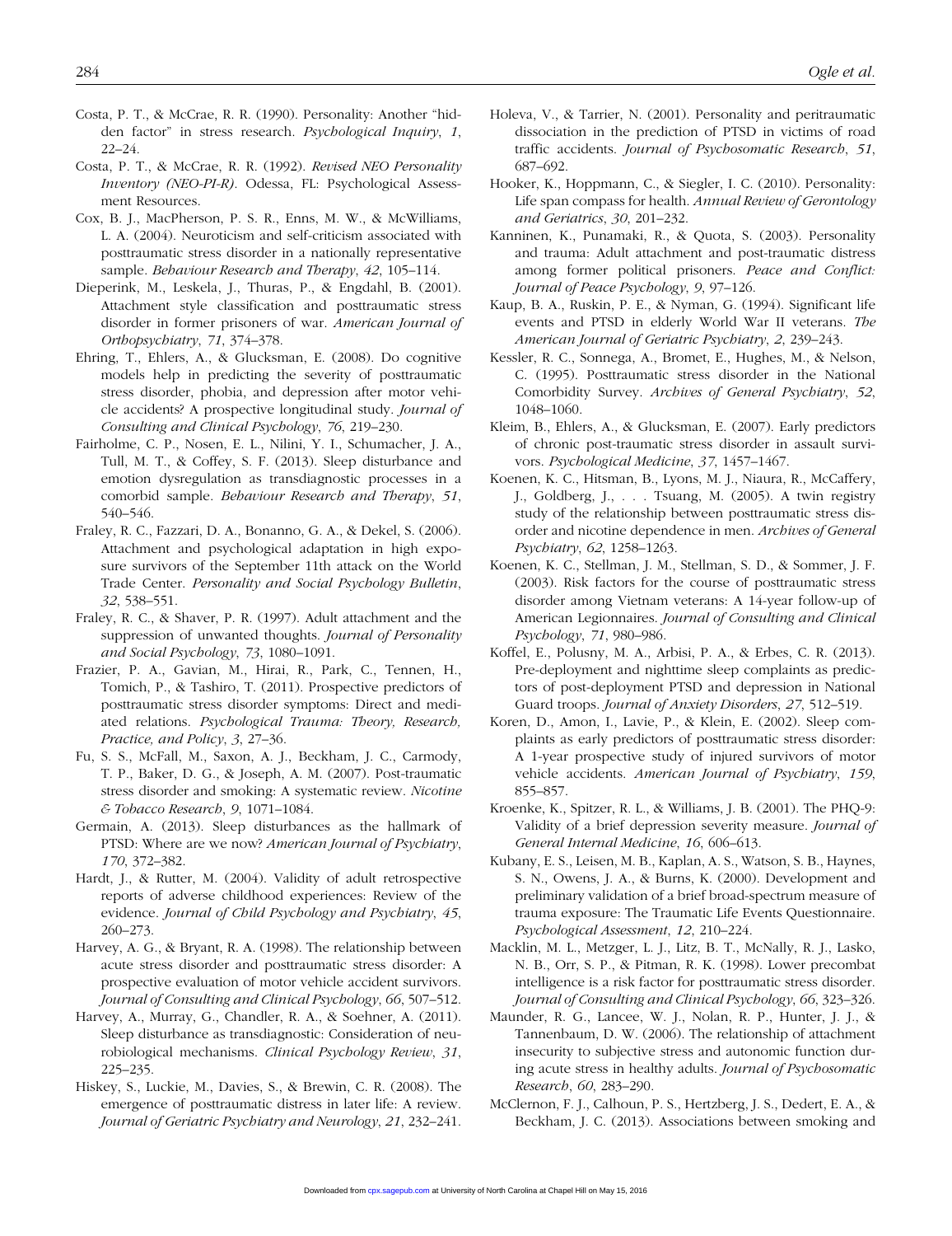Costa, P. T., & McCrae, R. R. (1990). Personality: Another "hidden factor" in stress research. *Psychological Inquiry*, *1*, 22–24.

Costa, P. T., & McCrae, R. R. (1992). *Revised NEO Personality Inventory (NEO-PI-R)*. Odessa, FL: Psychological Assessment Resources.

Cox, B. J., MacPherson, P. S. R., Enns, M. W., & McWilliams, L. A. (2004). Neuroticism and self-criticism associated with posttraumatic stress disorder in a nationally representative sample. *Behaviour Research and Therapy*, *42*, 105–114.

Dieperink, M., Leskela, J., Thuras, P., & Engdahl, B. (2001). Attachment style classification and posttraumatic stress disorder in former prisoners of war. *American Journal of Orthopsychiatry*, *71*, 374–378.

Ehring, T., Ehlers, A., & Glucksman, E. (2008). Do cognitive models help in predicting the severity of posttraumatic stress disorder, phobia, and depression after motor vehicle accidents? A prospective longitudinal study. *Journal of Consulting and Clinical Psychology*, *76*, 219–230.

Fairholme, C. P., Nosen, E. L., Nilini, Y. I., Schumacher, J. A., Tull, M. T., & Coffey, S. F. (2013). Sleep disturbance and emotion dysregulation as transdiagnostic processes in a comorbid sample. *Behaviour Research and Therapy*, *51*, 540–546.

Fraley, R. C., Fazzari, D. A., Bonanno, G. A., & Dekel, S. (2006). Attachment and psychological adaptation in high exposure survivors of the September 11th attack on the World Trade Center. *Personality and Social Psychology Bulletin*, *32*, 538–551.

Fraley, R. C., & Shaver, P. R. (1997). Adult attachment and the suppression of unwanted thoughts. *Journal of Personality and Social Psychology*, *73*, 1080–1091.

Frazier, P. A., Gavian, M., Hirai, R., Park, C., Tennen, H., Tomich, P., & Tashiro, T. (2011). Prospective predictors of posttraumatic stress disorder symptoms: Direct and mediated relations. *Psychological Trauma: Theory, Research, Practice, and Policy*, *3*, 27–36.

Fu, S. S., McFall, M., Saxon, A. J., Beckham, J. C., Carmody, T. P., Baker, D. G., & Joseph, A. M. (2007). Post-traumatic stress disorder and smoking: A systematic review. *Nicotine & Tobacco Research*, *9*, 1071–1084.

Germain, A. (2013). Sleep disturbances as the hallmark of PTSD: Where are we now? *American Journal of Psychiatry*, *170*, 372–382.

Hardt, J., & Rutter, M. (2004). Validity of adult retrospective reports of adverse childhood experiences: Review of the evidence. *Journal of Child Psychology and Psychiatry*, *45*, 260–273.

Harvey, A. G., & Bryant, R. A. (1998). The relationship between acute stress disorder and posttraumatic stress disorder: A prospective evaluation of motor vehicle accident survivors. *Journal of Consulting and Clinical Psychology*, *66*, 507–512.

Harvey, A., Murray, G., Chandler, R. A., & Soehner, A. (2011). Sleep disturbance as transdiagnostic: Consideration of neurobiological mechanisms. *Clinical Psychology Review*, *31*, 225–235.

Hiskey, S., Luckie, M., Davies, S., & Brewin, C. R. (2008). The emergence of posttraumatic distress in later life: A review. *Journal of Geriatric Psychiatry and Neurology*, *21*, 232–241.

Holeva, V., & Tarrier, N. (2001). Personality and peritraumatic dissociation in the prediction of PTSD in victims of road traffic accidents. *Journal of Psychosomatic Research*, *51*, 687–692.

Hooker, K., Hoppmann, C., & Siegler, I. C. (2010). Personality: Life span compass for health. *Annual Review of Gerontology and Geriatrics*, *30*, 201–232.

Kanninen, K., Punamaki, R., & Quota, S. (2003). Personality and trauma: Adult attachment and post-traumatic distress among former political prisoners. *Peace and Conflict: Journal of Peace Psychology*, *9*, 97–126.

Kaup, B. A., Ruskin, P. E., & Nyman, G. (1994). Significant life events and PTSD in elderly World War II veterans. *The American Journal of Geriatric Psychiatry*, *2*, 239–243.

Kessler, R. C., Sonnega, A., Bromet, E., Hughes, M., & Nelson, C. (1995). Posttraumatic stress disorder in the National Comorbidity Survey. *Archives of General Psychiatry*, *52*, 1048–1060.

Kleim, B., Ehlers, A., & Glucksman, E. (2007). Early predictors of chronic post-traumatic stress disorder in assault survivors. *Psychological Medicine*, *37*, 1457–1467.

Koenen, K. C., Hitsman, B., Lyons, M. J., Niaura, R., McCaffery, J., Goldberg, J., . . . Tsuang, M. (2005). A twin registry study of the relationship between posttraumatic stress disorder and nicotine dependence in men. *Archives of General Psychiatry*, *62*, 1258–1263.

Koenen, K. C., Stellman, J. M., Stellman, S. D., & Sommer, J. F. (2003). Risk factors for the course of posttraumatic stress disorder among Vietnam veterans: A 14-year follow-up of American Legionnaires. *Journal of Consulting and Clinical Psychology*, *71*, 980–986.

Koffel, E., Polusny, M. A., Arbisi, P. A., & Erbes, C. R. (2013). Pre-deployment and nighttime sleep complaints as predictors of post-deployment PTSD and depression in National Guard troops. *Journal of Anxiety Disorders*, *27*, 512–519.

Koren, D., Amon, I., Lavie, P., & Klein, E. (2002). Sleep complaints as early predictors of posttraumatic stress disorder: A 1-year prospective study of injured survivors of motor vehicle accidents. *American Journal of Psychiatry*, *159*, 855–857.

Kroenke, K., Spitzer, R. L., & Williams, J. B. (2001). The PHQ-9: Validity of a brief depression severity measure. *Journal of General Internal Medicine*, *16*, 606–613.

Kubany, E. S., Leisen, M. B., Kaplan, A. S., Watson, S. B., Haynes, S. N., Owens, J. A., & Burns, K. (2000). Development and preliminary validation of a brief broad-spectrum measure of trauma exposure: The Traumatic Life Events Questionnaire. *Psychological Assessment*, *12*, 210–224.

Macklin, M. L., Metzger, L. J., Litz, B. T., McNally, R. J., Lasko, N. B., Orr, S. P., & Pitman, R. K. (1998). Lower precombat intelligence is a risk factor for posttraumatic stress disorder. *Journal of Consulting and Clinical Psychology*, *66*, 323–326.

Maunder, R. G., Lancee, W. J., Nolan, R. P., Hunter, J. J., & Tannenbaum, D. W. (2006). The relationship of attachment insecurity to subjective stress and autonomic function during acute stress in healthy adults. *Journal of Psychosomatic Research*, *60*, 283–290.

McClernon, F. J., Calhoun, P. S., Hertzberg, J. S., Dedert, E. A., & Beckham, J. C. (2013). Associations between smoking and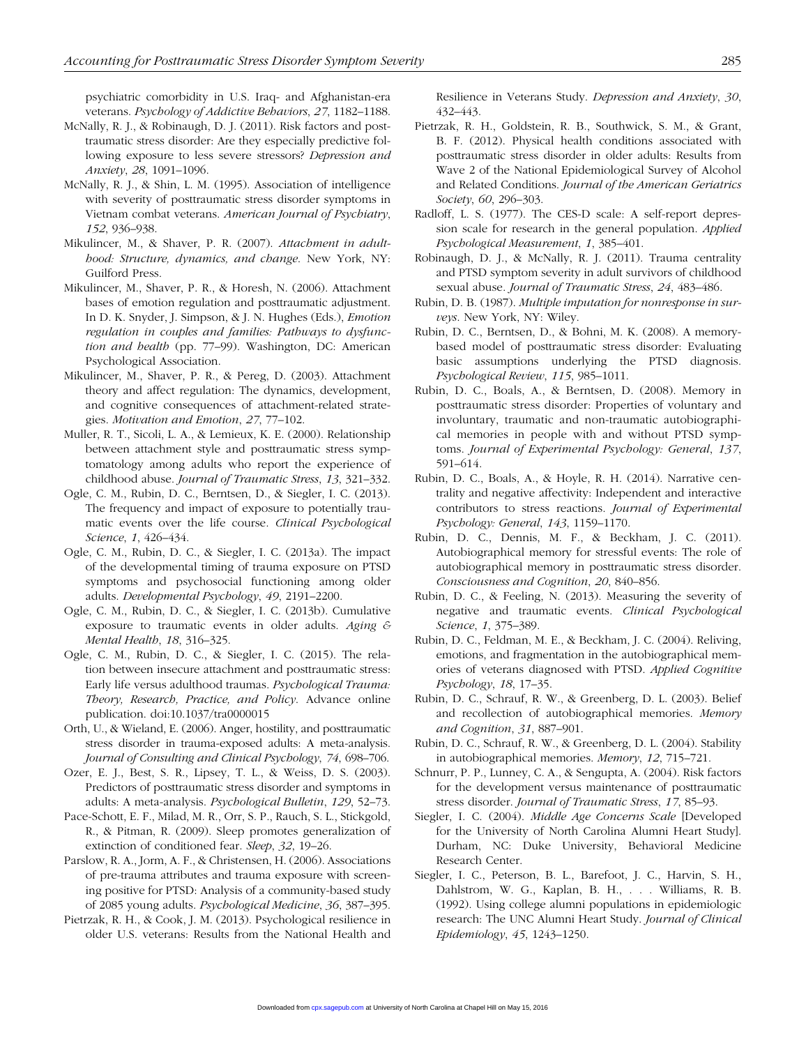psychiatric comorbidity in U.S. Iraq- and Afghanistan-era veterans. *Psychology of Addictive Behaviors*, *27*, 1182–1188.

McNally, R. J., & Robinaugh, D. J. (2011). Risk factors and posttraumatic stress disorder: Are they especially predictive following exposure to less severe stressors? *Depression and Anxiety*, *28*, 1091–1096.

McNally, R. J., & Shin, L. M. (1995). Association of intelligence with severity of posttraumatic stress disorder symptoms in Vietnam combat veterans. *American Journal of Psychiatry*, *152*, 936–938.

Mikulincer, M., & Shaver, P. R. (2007). *Attachment in adulthood: Structure, dynamics, and change*. New York, NY: Guilford Press.

Mikulincer, M., Shaver, P. R., & Horesh, N. (2006). Attachment bases of emotion regulation and posttraumatic adjustment. In D. K. Snyder, J. Simpson, & J. N. Hughes (Eds.), *Emotion regulation in couples and families: Pathways to dysfunction and health* (pp. 77–99). Washington, DC: American Psychological Association.

Mikulincer, M., Shaver, P. R., & Pereg, D. (2003). Attachment theory and affect regulation: The dynamics, development, and cognitive consequences of attachment-related strategies. *Motivation and Emotion*, *27*, 77–102.

Muller, R. T., Sicoli, L. A., & Lemieux, K. E. (2000). Relationship between attachment style and posttraumatic stress symptomatology among adults who report the experience of childhood abuse. *Journal of Traumatic Stress*, *13*, 321–332.

Ogle, C. M., Rubin, D. C., Berntsen, D., & Siegler, I. C. (2013). The frequency and impact of exposure to potentially traumatic events over the life course. *Clinical Psychological Science*, *1*, 426–434.

Ogle, C. M., Rubin, D. C., & Siegler, I. C. (2013a). The impact of the developmental timing of trauma exposure on PTSD symptoms and psychosocial functioning among older adults. *Developmental Psychology*, *49*, 2191–2200.

Ogle, C. M., Rubin, D. C., & Siegler, I. C. (2013b). Cumulative exposure to traumatic events in older adults. *Aging & Mental Health*, *18*, 316–325.

Ogle, C. M., Rubin, D. C., & Siegler, I. C. (2015). The relation between insecure attachment and posttraumatic stress: Early life versus adulthood traumas. *Psychological Trauma: Theory, Research, Practice, and Policy*. Advance online publication. doi:10.1037/tra0000015

Orth, U., & Wieland, E. (2006). Anger, hostility, and posttraumatic stress disorder in trauma-exposed adults: A meta-analysis. *Journal of Consulting and Clinical Psychology*, *74*, 698–706.

Ozer, E. J., Best, S. R., Lipsey, T. L., & Weiss, D. S. (2003). Predictors of posttraumatic stress disorder and symptoms in adults: A meta-analysis. *Psychological Bulletin*, *129*, 52–73.

Pace-Schott, E. F., Milad, M. R., Orr, S. P., Rauch, S. L., Stickgold, R., & Pitman, R. (2009). Sleep promotes generalization of extinction of conditioned fear. *Sleep*, *32*, 19–26.

Parslow, R. A., Jorm, A. F., & Christensen, H. (2006). Associations of pre-trauma attributes and trauma exposure with screening positive for PTSD: Analysis of a community-based study of 2085 young adults. *Psychological Medicine*, *36*, 387–395.

Pietrzak, R. H., & Cook, J. M. (2013). Psychological resilience in older U.S. veterans: Results from the National Health and Resilience in Veterans Study. *Depression and Anxiety*, *30*, 432–443.

Pietrzak, R. H., Goldstein, R. B., Southwick, S. M., & Grant, B. F. (2012). Physical health conditions associated with posttraumatic stress disorder in older adults: Results from Wave 2 of the National Epidemiological Survey of Alcohol and Related Conditions. *Journal of the American Geriatrics Society*, *60*, 296–303.

Radloff, L. S. (1977). The CES-D scale: A self-report depression scale for research in the general population. *Applied Psychological Measurement*, *1*, 385–401.

Robinaugh, D. J., & McNally, R. J. (2011). Trauma centrality and PTSD symptom severity in adult survivors of childhood sexual abuse. *Journal of Traumatic Stress*, *24*, 483–486.

Rubin, D. B. (1987). *Multiple imputation for nonresponse in surveys*. New York, NY: Wiley.

Rubin, D. C., Berntsen, D., & Bohni, M. K. (2008). A memory-based model of posttraumatic stress disorder: Evaluating basic assumptions underlying the PTSD diagnosis. *Psychological Review*, *115*, 985–1011.

Rubin, D. C., Boals, A., & Berntsen, D. (2008). Memory in posttraumatic stress disorder: Properties of voluntary and involuntary, traumatic and non-traumatic autobiographical memories in people with and without PTSD symptoms. *Journal of Experimental Psychology: General*, *137*, 591–614.

Rubin, D. C., Boals, A., & Hoyle, R. H. (2014). Narrative centrality and negative affectivity: Independent and interactive contributors to stress reactions. *Journal of Experimental Psychology: General*, *143*, 1159–1170.

Rubin, D. C., Dennis, M. F., & Beckham, J. C. (2011). Autobiographical memory for stressful events: The role of autobiographical memory in posttraumatic stress disorder. *Consciousness and Cognition*, *20*, 840–856.

Rubin, D. C., & Feeling, N. (2013). Measuring the severity of negative and traumatic events. *Clinical Psychological Science*, *1*, 375–389.

Rubin, D. C., Feldman, M. E., & Beckham, J. C. (2004). Reliving, emotions, and fragmentation in the autobiographical memories of veterans diagnosed with PTSD. *Applied Cognitive Psychology*, *18*, 17–35.

Rubin, D. C., Schrauf, R. W., & Greenberg, D. L. (2003). Belief and recollection of autobiographical memories. *Memory and Cognition*, *31*, 887–901.

Rubin, D. C., Schrauf, R. W., & Greenberg, D. L. (2004). Stability in autobiographical memories. *Memory*, *12*, 715–721.

Schnurr, P. P., Lunney, C. A., & Sengupta, A. (2004). Risk factors for the development versus maintenance of posttraumatic stress disorder. *Journal of Traumatic Stress*, *17*, 85–93.

Siegler, I. C. (2004). *Middle Age Concerns Scale* [Developed for the University of North Carolina Alumni Heart Study]. Durham, NC: Duke University, Behavioral Medicine Research Center.

Siegler, I. C., Peterson, B. L., Barefoot, J. C., Harvin, S. H., Dahlstrom, W. G., Kaplan, B. H., . . . Williams, R. B. (1992). Using college alumni populations in epidemiologic research: The UNC Alumni Heart Study. *Journal of Clinical Epidemiology*, *45*, 1243–1250.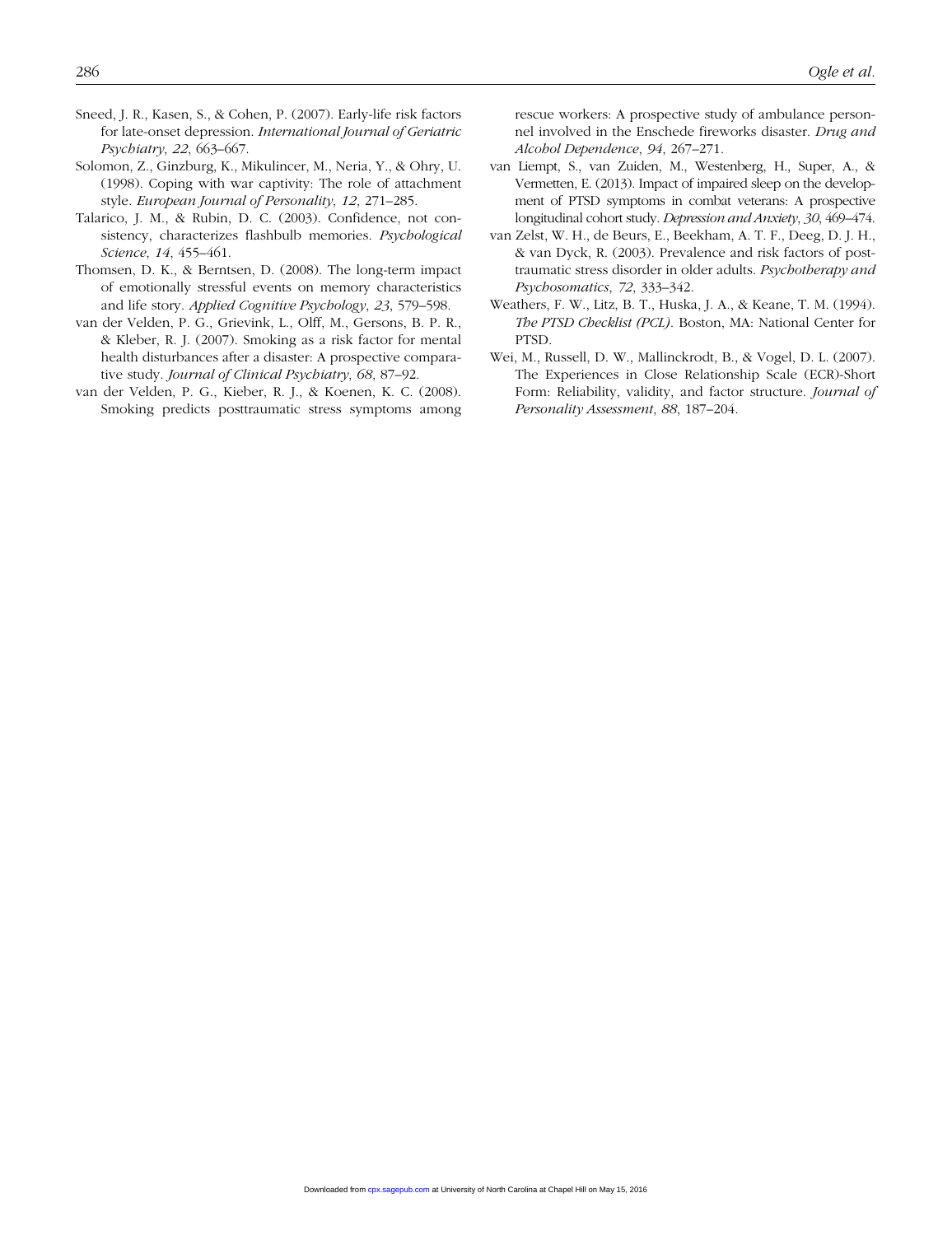Sneed, J. R., Kasen, S., & Cohen, P. (2007). Early-life risk factors for late-onset depression. *International Journal of Geriatric Psychiatry*, *22*, 663–667.

Solomon, Z., Ginzburg, K., Mikulincer, M., Neria, Y., & Ohry, U. (1998). Coping with war captivity: The role of attachment style. *European Journal of Personality*, *12*, 271–285.

Talarico, J. M., & Rubin, D. C. (2003). Confidence, not consistency, characterizes flashbulb memories. *Psychological Science*, *14*, 455–461.

Thomsen, D. K., & Berntsen, D. (2008). The long-term impact of emotionally stressful events on memory characteristics and life story. *Applied Cognitive Psychology*, *23*, 579–598.

van der Velden, P. G., Grievink, L., Olff, M., Gersons, B. P. R., & Kleber, R. J. (2007). Smoking as a risk factor for mental health disturbances after a disaster: A prospective comparative study. *Journal of Clinical Psychiatry*, *68*, 87–92.

van der Velden, P. G., Kieber, R. J., & Koenen, K. C. (2008). Smoking predicts posttraumatic stress symptoms among rescue workers: A prospective study of ambulance personnel involved in the Enschede fireworks disaster. *Drug and Alcohol Dependence*, *94*, 267–271.

van Liempt, S., van Zuiden, M., Westenberg, H., Super, A., & Vermetten, E. (2013). Impact of impaired sleep on the development of PTSD symptoms in combat veterans: A prospective longitudinal cohort study. *Depression and Anxiety*, *30*, 469–474.

van Zelst, W. H., de Beurs, E., Beekham, A. T. F., Deeg, D. J. H., & van Dyck, R. (2003). Prevalence and risk factors of posttraumatic stress disorder in older adults. *Psychotherapy and Psychosomatics*, *72*, 333–342.

Weathers, F. W., Litz, B. T., Huska, J. A., & Keane, T. M. (1994). *The PTSD Checklist (PCL)*. Boston, MA: National Center for PTSD.

Wei, M., Russell, D. W., Mallinckrodt, B., & Vogel, D. L. (2007). The Experiences in Close Relationship Scale (ECR)-Short Form: Reliability, validity, and factor structure. *Journal of Personality Assessment*, *88*, 187–204.